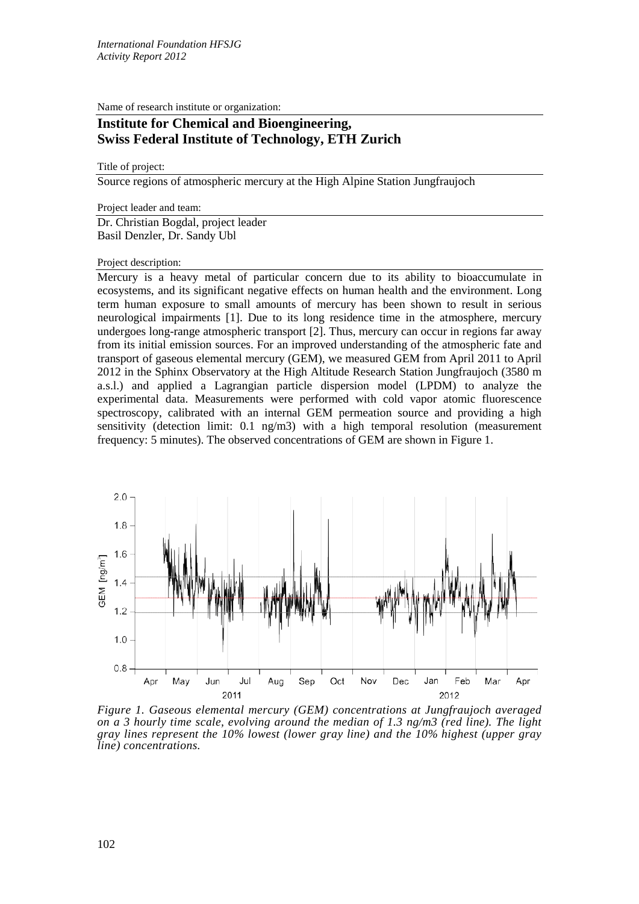Name of research institute or organization:

## Institute for Chemical and Bioengineering, Swiss Federal Institute of Technology, ETH Zurich

Title of project:

Source regions of atmospheric mercury at the High Alpine Station Jungfraujoch

Project leader and team:

Dr. Christian Bogdal, project leader
Basil Denzler, Dr. Sandy Ubl

Project description:

Mercury is a heavy metal of particular concern due to its ability to bioaccumulate in ecosystems, and its significant negative effects on human health and the environment. Long term human exposure to small amounts of mercury has been shown to result in serious neurological impairments [1]. Due to its long residence time in the atmosphere, mercury undergoes long-range atmospheric transport [2]. Thus, mercury can occur in regions far away from its initial emission sources. For an improved understanding of the atmospheric fate and transport of gaseous elemental mercury (GEM), we measured GEM from April 2011 to April 2012 in the Sphinx Observatory at the High Altitude Research Station Jungfraujoch (3580 m a.s.l.) and applied a Lagrangian particle dispersion model (LPDM) to analyze the experimental data. Measurements were performed with cold vapor atomic fluorescence spectroscopy, calibrated with an internal GEM permeation source and providing a high sensitivity (detection limit: 0.1 ng/m3) with a high temporal resolution (measurement frequency: 5 minutes). The observed concentrations of GEM are shown in Figure 1.

*Figure 1. Gaseous elemental mercury (GEM) concentrations at Jungfraujoch averaged on a 3 hourly time scale, evolving around the median of 1.3 ng/m3 (red line). The light gray lines represent the 10% lowest (lower gray line) and the 10% highest (upper gray line) concentrations.*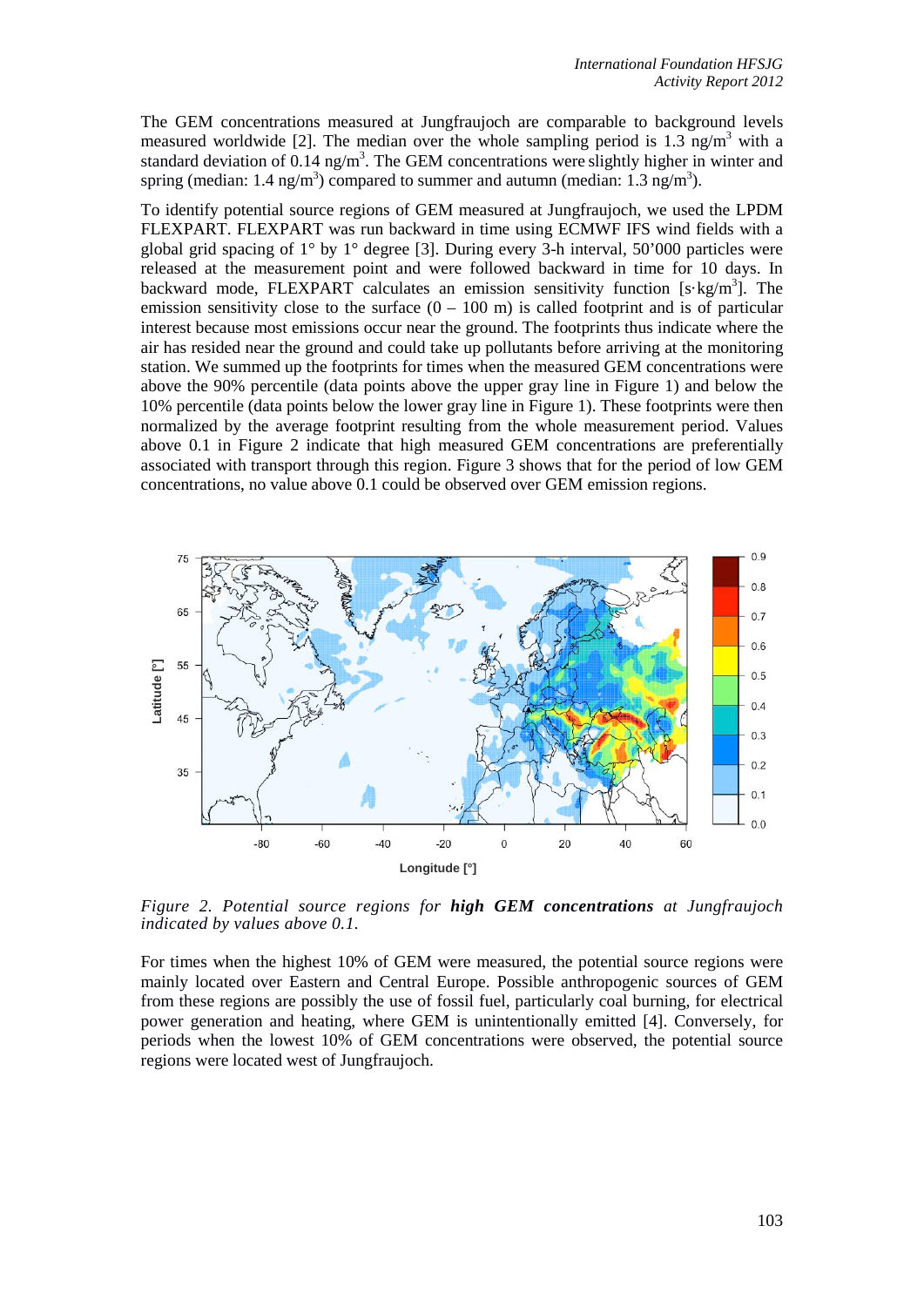The GEM concentrations measured at Jungfraujoch are comparable to background levels measured worldwide [2]. The median over the whole sampling period is 1.3 ng/m$^3$ with a standard deviation of 0.14 ng/m$^3$. The GEM concentrations were slightly higher in winter and spring (median: 1.4 ng/m$^3$) compared to summer and autumn (median: 1.3 ng/m$^3$).

To identify potential source regions of GEM measured at Jungfraujoch, we used the LPDM FLEXPART. FLEXPART was run backward in time using ECMWF IFS wind fields with a global grid spacing of 1° by 1° degree [3]. During every 3-h interval, 50'000 particles were released at the measurement point and were followed backward in time for 10 days. In backward mode, FLEXPART calculates an emission sensitivity function [s·kg/m$^3$]. The emission sensitivity close to the surface (0 – 100 m) is called footprint and is of particular interest because most emissions occur near the ground. The footprints thus indicate where the air has resided near the ground and could take up pollutants before arriving at the monitoring station. We summed up the footprints for times when the measured GEM concentrations were above the 90% percentile (data points above the upper gray line in Figure 1) and below the 10% percentile (data points below the lower gray line in Figure 1). These footprints were then normalized by the average footprint resulting from the whole measurement period. Values above 0.1 in Figure 2 indicate that high measured GEM concentrations are preferentially associated with transport through this region. Figure 3 shows that for the period of low GEM concentrations, no value above 0.1 could be observed over GEM emission regions.

*Figure 2. Potential source regions for **high GEM concentrations** at Jungfraujoch indicated by values above 0.1.*

For times when the highest 10% of GEM were measured, the potential source regions were mainly located over Eastern and Central Europe. Possible anthropogenic sources of GEM from these regions are possibly the use of fossil fuel, particularly coal burning, for electrical power generation and heating, where GEM is unintentionally emitted [4]. Conversely, for periods when the lowest 10% of GEM concentrations were observed, the potential source regions were located west of Jungfraujoch.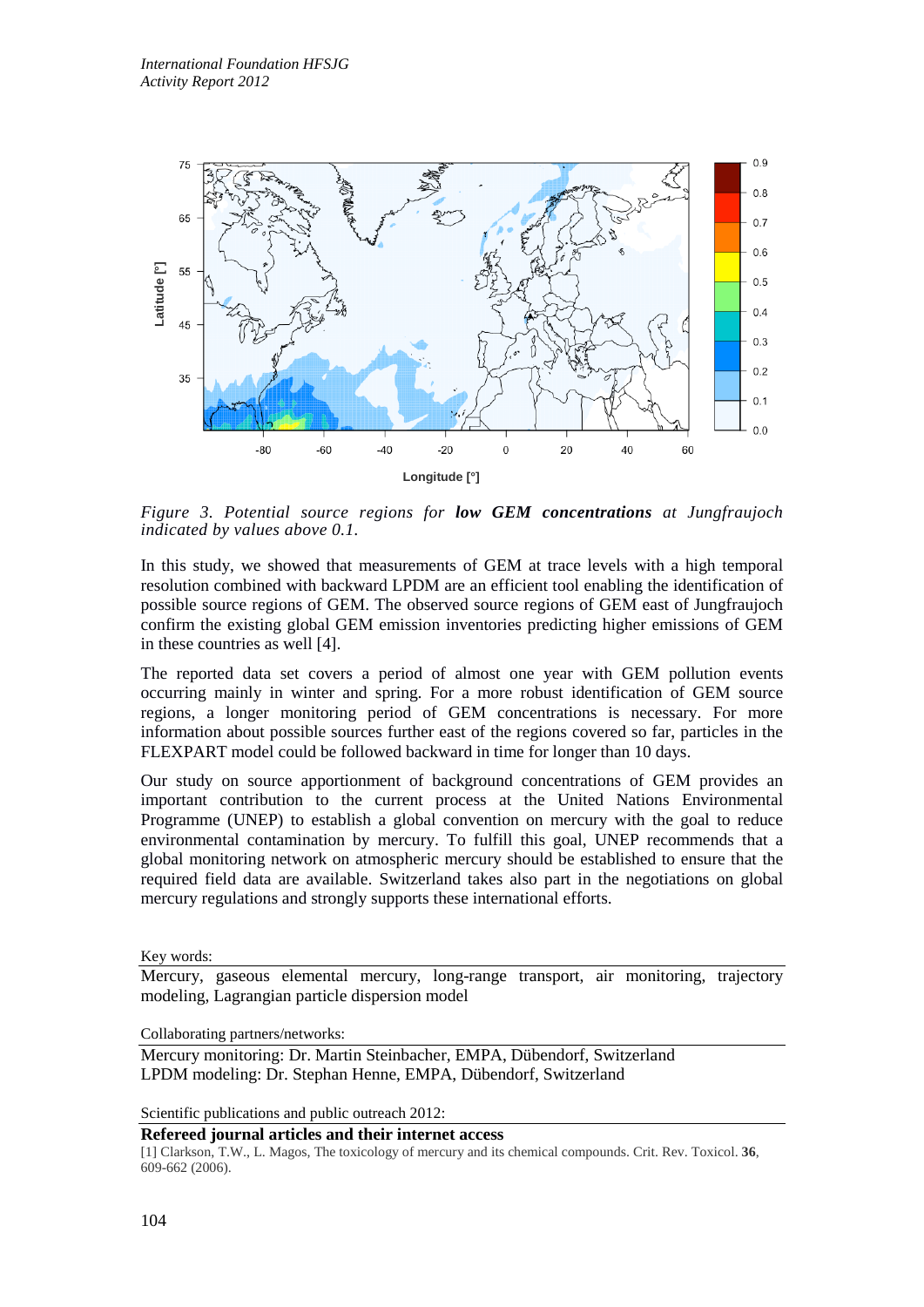*Figure 3. Potential source regions for* ***low GEM concentrations*** *at Jungfraujoch indicated by values above 0.1.*

In this study, we showed that measurements of GEM at trace levels with a high temporal resolution combined with backward LPDM are an efficient tool enabling the identification of possible source regions of GEM. The observed source regions of GEM east of Jungfraujoch confirm the existing global GEM emission inventories predicting higher emissions of GEM in these countries as well [4].

The reported data set covers a period of almost one year with GEM pollution events occurring mainly in winter and spring. For a more robust identification of GEM source regions, a longer monitoring period of GEM concentrations is necessary. For more information about possible sources further east of the regions covered so far, particles in the FLEXPART model could be followed backward in time for longer than 10 days.

Our study on source apportionment of background concentrations of GEM provides an important contribution to the current process at the United Nations Environmental Programme (UNEP) to establish a global convention on mercury with the goal to reduce environmental contamination by mercury. To fulfill this goal, UNEP recommends that a global monitoring network on atmospheric mercury should be established to ensure that the required field data are available. Switzerland takes also part in the negotiations on global mercury regulations and strongly supports these international efforts.

Key words:

Mercury, gaseous elemental mercury, long-range transport, air monitoring, trajectory modeling, Lagrangian particle dispersion model

Collaborating partners/networks:

Mercury monitoring: Dr. Martin Steinbacher, EMPA, Dübendorf, Switzerland
LPDM modeling: Dr. Stephan Henne, EMPA, Dübendorf, Switzerland

Scientific publications and public outreach 2012:

**Refereed journal articles and their internet access**

[1] Clarkson, T.W., L. Magos, The toxicology of mercury and its chemical compounds. Crit. Rev. Toxicol. **36**, 609-662 (2006).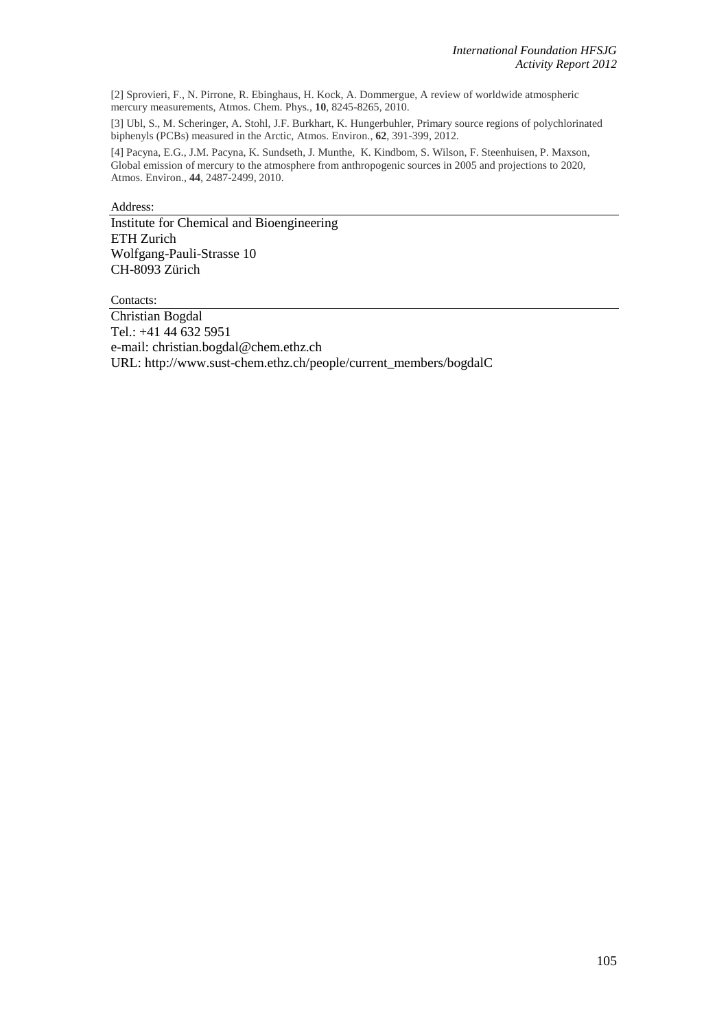[2] Sprovieri, F., N. Pirrone, R. Ebinghaus, H. Kock, A. Dommergue, A review of worldwide atmospheric mercury measurements, Atmos. Chem. Phys., **10**, 8245-8265, 2010.

[3] Ubl, S., M. Scheringer, A. Stohl, J.F. Burkhart, K. Hungerbuhler, Primary source regions of polychlorinated biphenyls (PCBs) measured in the Arctic, Atmos. Environ., **62**, 391-399, 2012.

[4] Pacyna, E.G., J.M. Pacyna, K. Sundseth, J. Munthe, K. Kindbom, S. Wilson, F. Steenhuisen, P. Maxson, Global emission of mercury to the atmosphere from anthropogenic sources in 2005 and projections to 2020, Atmos. Environ., **44**, 2487-2499, 2010.

Address:

Institute for Chemical and Bioengineering
ETH Zurich
Wolfgang-Pauli-Strasse 10
CH-8093 Zürich

Contacts:

Christian Bogdal
Tel.: +41 44 632 5951
e-mail: christian.bogdal@chem.ethz.ch
URL: http://www.sust-chem.ethz.ch/people/current_members/bogdalC